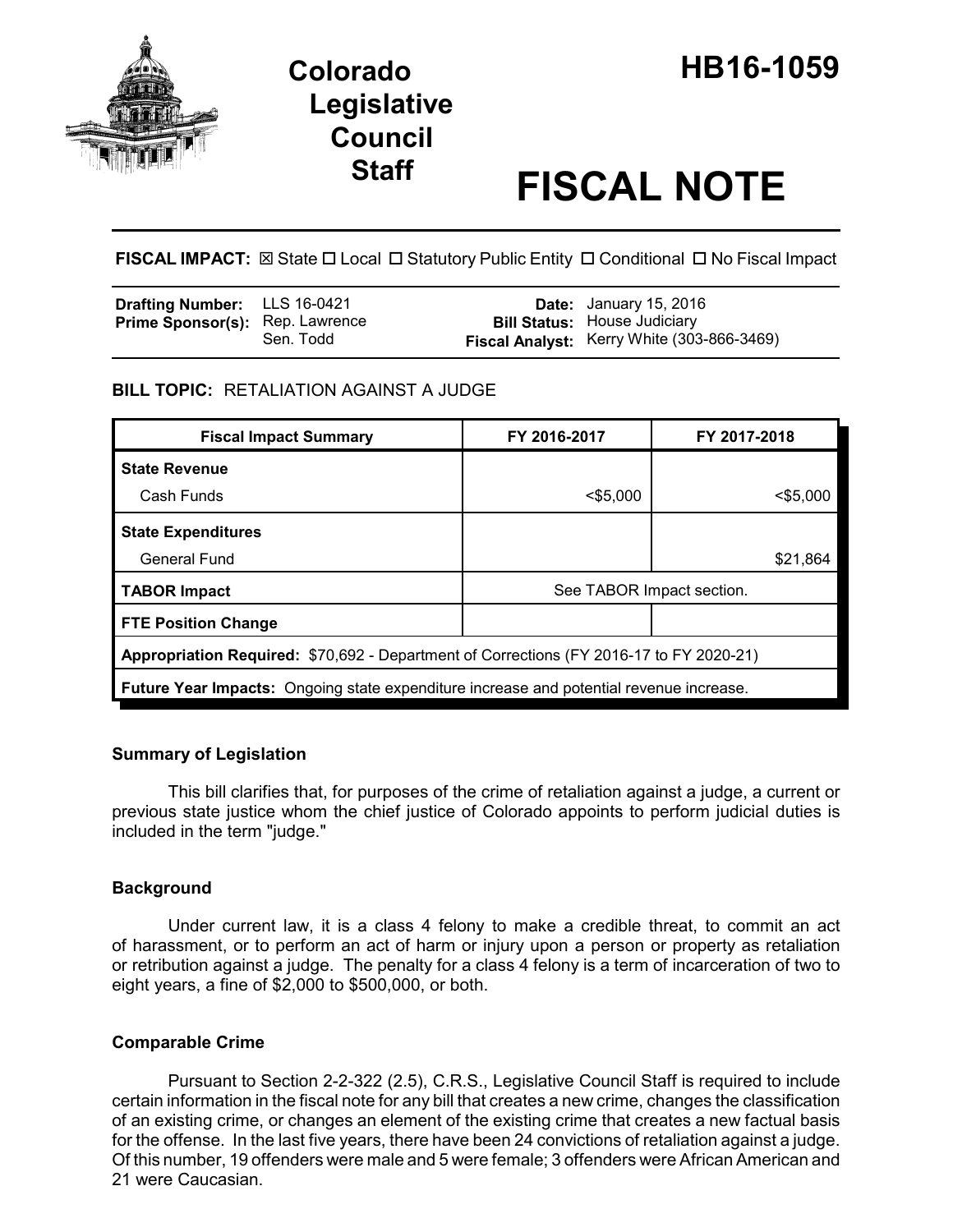# Colorado Legislative Council Staff

# HB16-1059

# FISCAL NOTE

**FISCAL IMPACT:** ☒ State ☐ Local ☐ Statutory Public Entity ☐ Conditional ☐ No Fiscal Impact

| | | | |
|---|---|---|---|
| **Drafting Number:** | LLS 16-0421 | **Date:** | January 15, 2016 |
| **Prime Sponsor(s):** | Rep. Lawrence<br>Sen. Todd | **Bill Status:** | House Judiciary |
| | | **Fiscal Analyst:** | Kerry White (303-866-3469) |

**BILL TOPIC:** RETALIATION AGAINST A JUDGE

| Fiscal Impact Summary | FY 2016-2017 | FY 2017-2018 |
|---|---|---|
| **State Revenue** | | |
| Cash Funds | <$5,000 | <$5,000 |
| **State Expenditures** | | |
| General Fund | | $21,864 |
| **TABOR Impact** | See TABOR Impact section. | |
| **FTE Position Change** | | |
| **Appropriation Required:** $70,692 - Department of Corrections (FY 2016-17 to FY 2020-21) | | |
| **Future Year Impacts:** Ongoing state expenditure increase and potential revenue increase. | | |

### Summary of Legislation

This bill clarifies that, for purposes of the crime of retaliation against a judge, a current or previous state justice whom the chief justice of Colorado appoints to perform judicial duties is included in the term "judge."

### Background

Under current law, it is a class 4 felony to make a credible threat, to commit an act of harassment, or to perform an act of harm or injury upon a person or property as retaliation or retribution against a judge. The penalty for a class 4 felony is a term of incarceration of two to eight years, a fine of $2,000 to $500,000, or both.

### Comparable Crime

Pursuant to Section 2-2-322 (2.5), C.R.S., Legislative Council Staff is required to include certain information in the fiscal note for any bill that creates a new crime, changes the classification of an existing crime, or changes an element of the existing crime that creates a new factual basis for the offense. In the last five years, there have been 24 convictions of retaliation against a judge. Of this number, 19 offenders were male and 5 were female; 3 offenders were African American and 21 were Caucasian.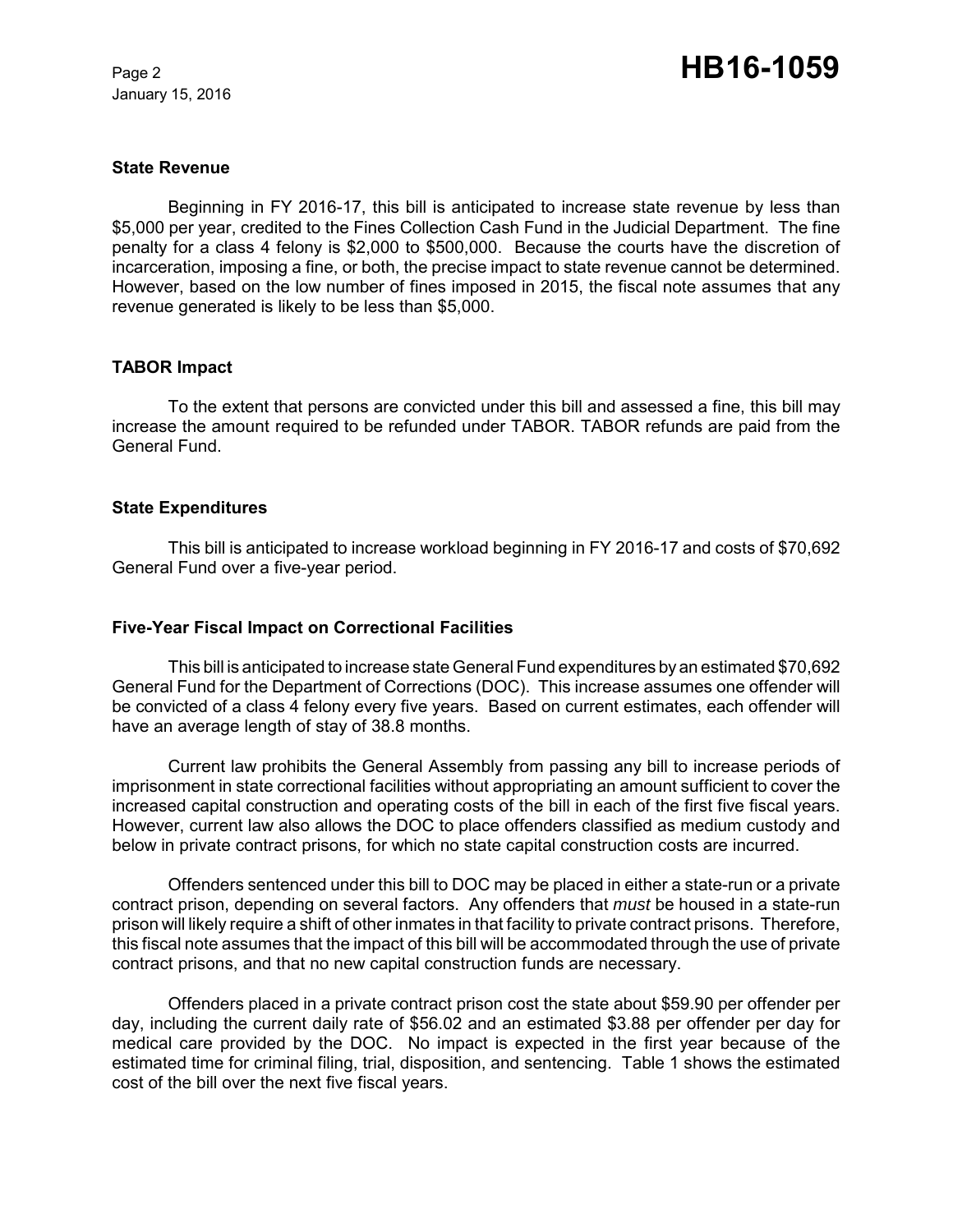### State Revenue

Beginning in FY 2016-17, this bill is anticipated to increase state revenue by less than $5,000 per year, credited to the Fines Collection Cash Fund in the Judicial Department. The fine penalty for a class 4 felony is $2,000 to $500,000. Because the courts have the discretion of incarceration, imposing a fine, or both, the precise impact to state revenue cannot be determined. However, based on the low number of fines imposed in 2015, the fiscal note assumes that any revenue generated is likely to be less than $5,000.

### TABOR Impact

To the extent that persons are convicted under this bill and assessed a fine, this bill may increase the amount required to be refunded under TABOR. TABOR refunds are paid from the General Fund.

### State Expenditures

This bill is anticipated to increase workload beginning in FY 2016-17 and costs of $70,692 General Fund over a five-year period.

### Five-Year Fiscal Impact on Correctional Facilities

This bill is anticipated to increase state General Fund expenditures by an estimated $70,692 General Fund for the Department of Corrections (DOC). This increase assumes one offender will be convicted of a class 4 felony every five years. Based on current estimates, each offender will have an average length of stay of 38.8 months.

Current law prohibits the General Assembly from passing any bill to increase periods of imprisonment in state correctional facilities without appropriating an amount sufficient to cover the increased capital construction and operating costs of the bill in each of the first five fiscal years. However, current law also allows the DOC to place offenders classified as medium custody and below in private contract prisons, for which no state capital construction costs are incurred.

Offenders sentenced under this bill to DOC may be placed in either a state-run or a private contract prison, depending on several factors. Any offenders that *must* be housed in a state-run prison will likely require a shift of other inmates in that facility to private contract prisons. Therefore, this fiscal note assumes that the impact of this bill will be accommodated through the use of private contract prisons, and that no new capital construction funds are necessary.

Offenders placed in a private contract prison cost the state about $59.90 per offender per day, including the current daily rate of $56.02 and an estimated $3.88 per offender per day for medical care provided by the DOC. No impact is expected in the first year because of the estimated time for criminal filing, trial, disposition, and sentencing. Table 1 shows the estimated cost of the bill over the next five fiscal years.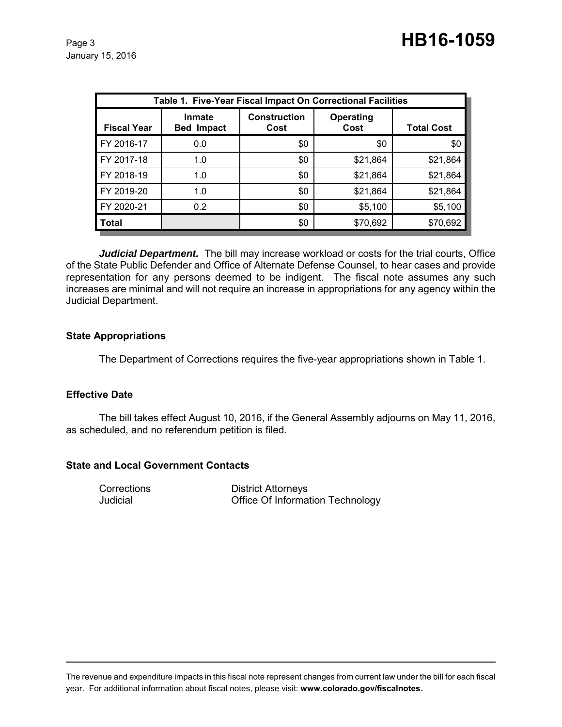| Table 1. Five-Year Fiscal Impact On Correctional Facilities | | | | |
|---|---|---|---|---|
| **Fiscal Year** | **Inmate Bed Impact** | **Construction Cost** | **Operating Cost** | **Total Cost** |
| FY 2016-17 | 0.0 | $0 | $0 | $0 |
| FY 2017-18 | 1.0 | $0 | $21,864 | $21,864 |
| FY 2018-19 | 1.0 | $0 | $21,864 | $21,864 |
| FY 2019-20 | 1.0 | $0 | $21,864 | $21,864 |
| FY 2020-21 | 0.2 | $0 | $5,100 | $5,100 |
| **Total** | | $0 | $70,692 | $70,692 |

***Judicial Department.*** The bill may increase workload or costs for the trial courts, Office of the State Public Defender and Office of Alternate Defense Counsel, to hear cases and provide representation for any persons deemed to be indigent. The fiscal note assumes any such increases are minimal and will not require an increase in appropriations for any agency within the Judicial Department.

### State Appropriations

The Department of Corrections requires the five-year appropriations shown in Table 1.

### Effective Date

The bill takes effect August 10, 2016, if the General Assembly adjourns on May 11, 2016, as scheduled, and no referendum petition is filed.

### State and Local Government Contacts

| | |
|---|---|
| Corrections | District Attorneys |
| Judicial | Office Of Information Technology |

The revenue and expenditure impacts in this fiscal note represent changes from current law under the bill for each fiscal year. For additional information about fiscal notes, please visit: **www.colorado.gov/fiscalnotes.**